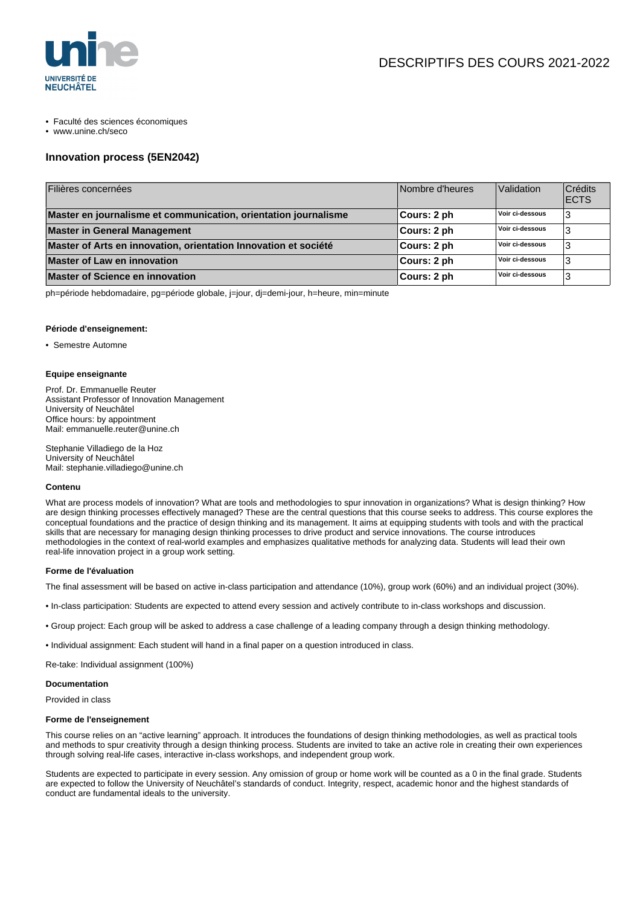DESCRIPTIFS DES COURS 2021-2022

- Faculté des sciences économiques
- www.unine.ch/seco

## Innovation process (5EN2042)

| Filières concernées | Nombre d'heures | Validation | Crédits ECTS |
|---|---|---|---|
| **Master en journalisme et communication, orientation journalisme** | **Cours: 2 ph** | **Voir ci-dessous** | 3 |
| **Master in General Management** | **Cours: 2 ph** | **Voir ci-dessous** | 3 |
| **Master of Arts en innovation, orientation Innovation et société** | **Cours: 2 ph** | **Voir ci-dessous** | 3 |
| **Master of Law en innovation** | **Cours: 2 ph** | **Voir ci-dessous** | 3 |
| **Master of Science en innovation** | **Cours: 2 ph** | **Voir ci-dessous** | 3 |

ph=période hebdomadaire, pg=période globale, j=jour, dj=demi-jour, h=heure, min=minute

#### Période d'enseignement:

- Semestre Automne

#### Equipe enseignante

Prof. Dr. Emmanuelle Reuter
Assistant Professor of Innovation Management
University of Neuchâtel
Office hours: by appointment
Mail: emmanuelle.reuter@unine.ch

Stephanie Villadiego de la Hoz
University of Neuchâtel
Mail: stephanie.villadiego@unine.ch

#### Contenu

What are process models of innovation? What are tools and methodologies to spur innovation in organizations? What is design thinking? How are design thinking processes effectively managed? These are the central questions that this course seeks to address. This course explores the conceptual foundations and the practice of design thinking and its management. It aims at equipping students with tools and with the practical skills that are necessary for managing design thinking processes to drive product and service innovations. The course introduces methodologies in the context of real-world examples and emphasizes qualitative methods for analyzing data. Students will lead their own real-life innovation project in a group work setting.

#### Forme de l'évaluation

The final assessment will be based on active in-class participation and attendance (10%), group work (60%) and an individual project (30%).

• In-class participation: Students are expected to attend every session and actively contribute to in-class workshops and discussion.

• Group project: Each group will be asked to address a case challenge of a leading company through a design thinking methodology.

• Individual assignment: Each student will hand in a final paper on a question introduced in class.

Re-take: Individual assignment (100%)

#### Documentation

Provided in class

#### Forme de l'enseignement

This course relies on an "active learning" approach. It introduces the foundations of design thinking methodologies, as well as practical tools and methods to spur creativity through a design thinking process. Students are invited to take an active role in creating their own experiences through solving real-life cases, interactive in-class workshops, and independent group work.

Students are expected to participate in every session. Any omission of group or home work will be counted as a 0 in the final grade. Students are expected to follow the University of Neuchâtel's standards of conduct. Integrity, respect, academic honor and the highest standards of conduct are fundamental ideals to the university.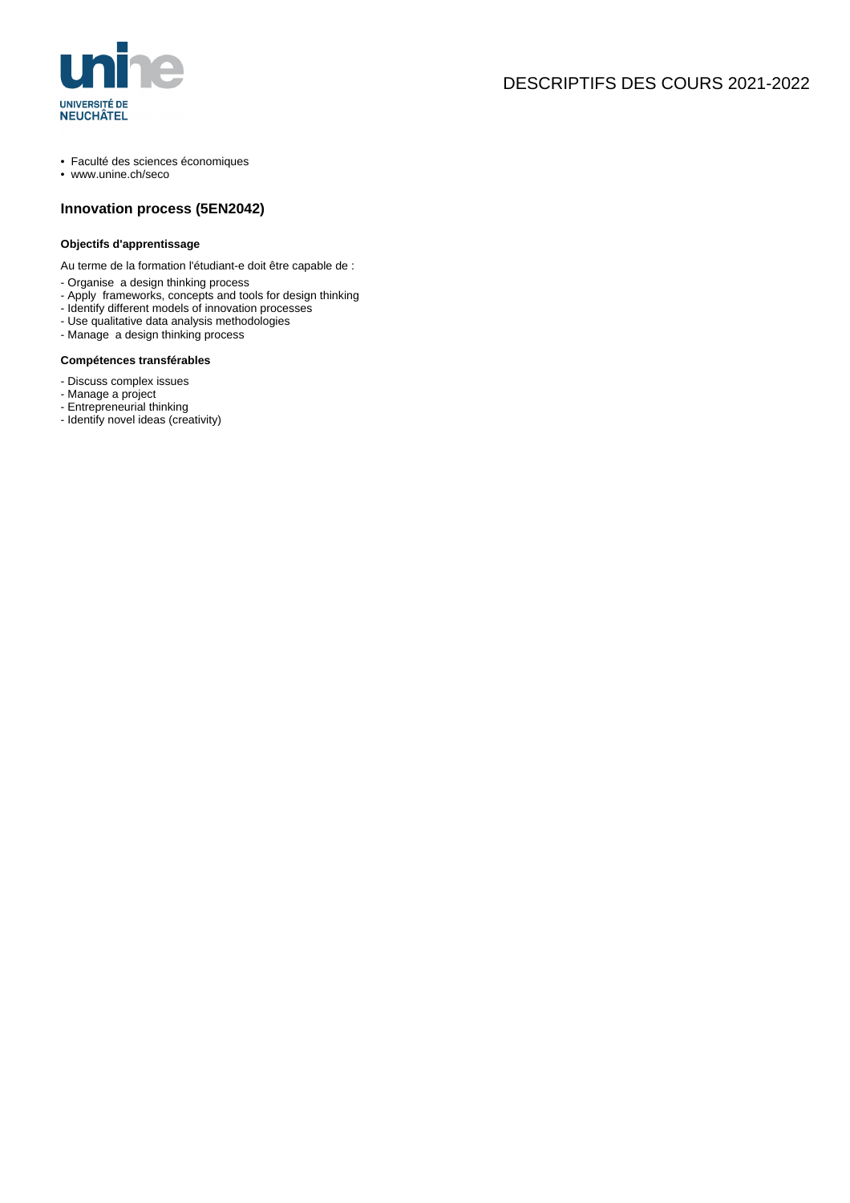- Faculté des sciences économiques
- www.unine.ch/seco

## Innovation process (5EN2042)

#### Objectifs d'apprentissage

Au terme de la formation l'étudiant-e doit être capable de :

- Organise  a design thinking process
- Apply  frameworks, concepts and tools for design thinking
- Identify different models of innovation processes
- Use qualitative data analysis methodologies
- Manage  a design thinking process

#### Compétences transférables

- Discuss complex issues
- Manage a project
- Entrepreneurial thinking
- Identify novel ideas (creativity)